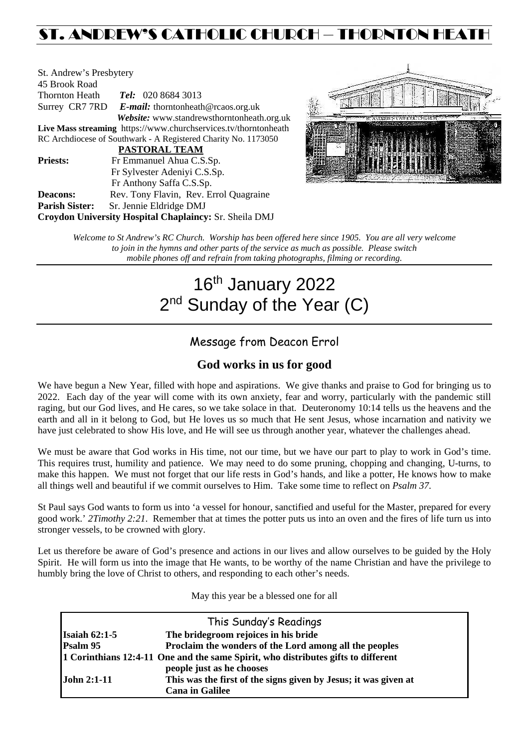# ST. ANDREW'S CATHOLIC CHURCH – THORNTON HEATH

St. Andrew's Presbytery
45 Brook Road
Thornton Heath *Tel:* 020 8684 3013
Surrey CR7 7RD *E-mail:* thorntonheath@rcaos.org.uk
*Website:* www.standrewsthorntonheath.org.uk
**Live Mass streaming** https://www.churchservices.tv/thorntonheath
RC Archdiocese of Southwark - A Registered Charity No. 1173050

**PASTORAL TEAM**

**Priests:** Fr Emmanuel Ahua C.S.Sp.
Fr Sylvester Adeniyi C.S.Sp.
Fr Anthony Saffa C.S.Sp.
**Deacons:** Rev. Tony Flavin, Rev. Errol Quagraine
**Parish Sister:** Sr. Jennie Eldridge DMJ
**Croydon University Hospital Chaplaincy:** Sr. Sheila DMJ

*Welcome to St Andrew's RC Church. Worship has been offered here since 1905. You are all very welcome to join in the hymns and other parts of the service as much as possible. Please switch mobile phones off and refrain from taking photographs, filming or recording.*

# 16th January 2022
# 2nd Sunday of the Year (C)

## Message from Deacon Errol

### God works in us for good

We have begun a New Year, filled with hope and aspirations. We give thanks and praise to God for bringing us to 2022. Each day of the year will come with its own anxiety, fear and worry, particularly with the pandemic still raging, but our God lives, and He cares, so we take solace in that. Deuteronomy 10:14 tells us the heavens and the earth and all in it belong to God, but He loves us so much that He sent Jesus, whose incarnation and nativity we have just celebrated to show His love, and He will see us through another year, whatever the challenges ahead.

We must be aware that God works in His time, not our time, but we have our part to play to work in God's time. This requires trust, humility and patience. We may need to do some pruning, chopping and changing, U-turns, to make this happen. We must not forget that our life rests in God's hands, and like a potter, He knows how to make all things well and beautiful if we commit ourselves to Him. Take some time to reflect on *Psalm 37*.

St Paul says God wants to form us into 'a vessel for honour, sanctified and useful for the Master, prepared for every good work.' *2Timothy 2:21*. Remember that at times the potter puts us into an oven and the fires of life turn us into stronger vessels, to be crowned with glory.

Let us therefore be aware of God's presence and actions in our lives and allow ourselves to be guided by the Holy Spirit. He will form us into the image that He wants, to be worthy of the name Christian and have the privilege to humbly bring the love of Christ to others, and responding to each other's needs.

May this year be a blessed one for all

| This Sunday's Readings | |
|---|---|
| **Isaiah 62:1-5** | **The bridegroom rejoices in his bride** |
| **Psalm 95** | **Proclaim the wonders of the Lord among all the peoples** |
| **1 Corinthians 12:4-11** | **One and the same Spirit, who distributes gifts to different people just as he chooses** |
| **John 2:1-11** | **This was the first of the signs given by Jesus; it was given at Cana in Galilee** |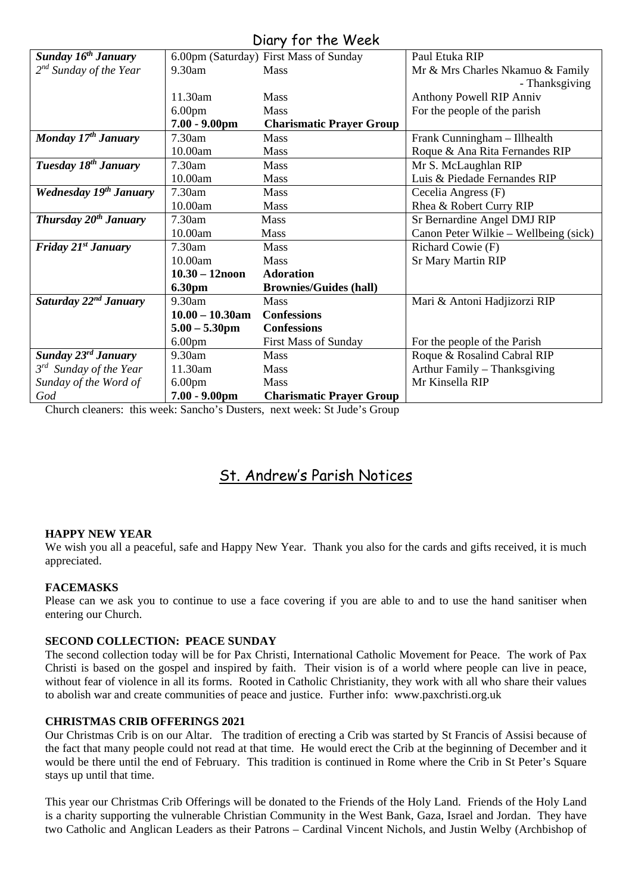## Diary for the Week

| | | | |
|---|---|---|---|
| ***Sunday 16th January*** | 6.00pm (Saturday) | First Mass of Sunday | Paul Etuka RIP |
| *2nd Sunday of the Year* | 9.30am | Mass | Mr & Mrs Charles Nkamuo & Family - Thanksgiving |
| | 11.30am | Mass | Anthony Powell RIP Anniv |
| | 6.00pm | Mass | For the people of the parish |
| | **7.00 - 9.00pm** | **Charismatic Prayer Group** | |
| ***Monday 17th January*** | 7.30am | Mass | Frank Cunningham – Illhealth |
| | 10.00am | Mass | Roque & Ana Rita Fernandes RIP |
| ***Tuesday 18th January*** | 7.30am | Mass | Mr S. McLaughlan RIP |
| | 10.00am | Mass | Luis & Piedade Fernandes RIP |
| ***Wednesday 19th January*** | 7.30am | Mass | Cecelia Angress (F) |
| | 10.00am | Mass | Rhea & Robert Curry RIP |
| ***Thursday 20th January*** | 7.30am | Mass | Sr Bernardine Angel DMJ RIP |
| | 10.00am | Mass | Canon Peter Wilkie – Wellbeing (sick) |
| ***Friday 21st January*** | 7.30am | Mass | Richard Cowie (F) |
| | 10.00am | Mass | Sr Mary Martin RIP |
| | **10.30 – 12noon** | **Adoration** | |
| | **6.30pm** | **Brownies/Guides (hall)** | |
| ***Saturday 22nd January*** | 9.30am | Mass | Mari & Antoni Hadjizorzi RIP |
| | **10.00 – 10.30am** | **Confessions** | |
| | **5.00 – 5.30pm** | **Confessions** | |
| | 6.00pm | First Mass of Sunday | For the people of the Parish |
| ***Sunday 23rd January*** | 9.30am | Mass | Roque & Rosalind Cabral RIP |
| *3rd Sunday of the Year* | 11.30am | Mass | Arthur Family – Thanksgiving |
| *Sunday of the Word of God* | 6.00pm | Mass | Mr Kinsella RIP |
| | **7.00 - 9.00pm** | **Charismatic Prayer Group** | |

Church cleaners: this week: Sancho's Dusters, next week: St Jude's Group

## St. Andrew's Parish Notices

**HAPPY NEW YEAR**

We wish you all a peaceful, safe and Happy New Year. Thank you also for the cards and gifts received, it is much appreciated.

**FACEMASKS**

Please can we ask you to continue to use a face covering if you are able to and to use the hand sanitiser when entering our Church.

**SECOND COLLECTION: PEACE SUNDAY**

The second collection today will be for Pax Christi, International Catholic Movement for Peace. The work of Pax Christi is based on the gospel and inspired by faith. Their vision is of a world where people can live in peace, without fear of violence in all its forms. Rooted in Catholic Christianity, they work with all who share their values to abolish war and create communities of peace and justice. Further info: www.paxchristi.org.uk

**CHRISTMAS CRIB OFFERINGS 2021**

Our Christmas Crib is on our Altar. The tradition of erecting a Crib was started by St Francis of Assisi because of the fact that many people could not read at that time. He would erect the Crib at the beginning of December and it would be there until the end of February. This tradition is continued in Rome where the Crib in St Peter's Square stays up until that time.

This year our Christmas Crib Offerings will be donated to the Friends of the Holy Land. Friends of the Holy Land is a charity supporting the vulnerable Christian Community in the West Bank, Gaza, Israel and Jordan. They have two Catholic and Anglican Leaders as their Patrons – Cardinal Vincent Nichols, and Justin Welby (Archbishop of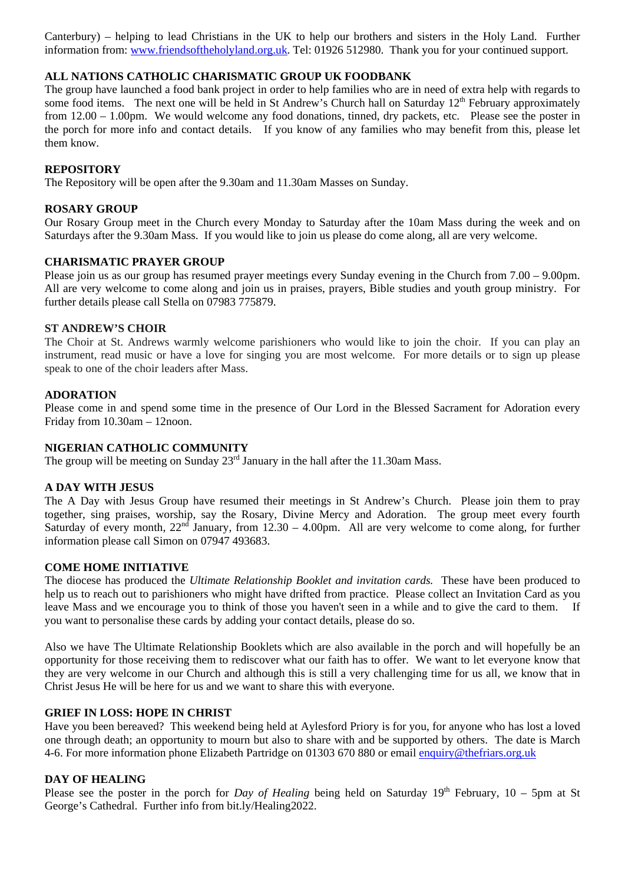Canterbury) – helping to lead Christians in the UK to help our brothers and sisters in the Holy Land. Further information from: [www.friendsoftheholyland.org.uk](http://www.friendsoftheholyland.org.uk). Tel: 01926 512980. Thank you for your continued support.

**ALL NATIONS CATHOLIC CHARISMATIC GROUP UK FOODBANK**

The group have launched a food bank project in order to help families who are in need of extra help with regards to some food items. The next one will be held in St Andrew's Church hall on Saturday 12th February approximately from 12.00 – 1.00pm. We would welcome any food donations, tinned, dry packets, etc. Please see the poster in the porch for more info and contact details. If you know of any families who may benefit from this, please let them know.

**REPOSITORY**

The Repository will be open after the 9.30am and 11.30am Masses on Sunday.

**ROSARY GROUP**

Our Rosary Group meet in the Church every Monday to Saturday after the 10am Mass during the week and on Saturdays after the 9.30am Mass. If you would like to join us please do come along, all are very welcome.

**CHARISMATIC PRAYER GROUP**

Please join us as our group has resumed prayer meetings every Sunday evening in the Church from 7.00 – 9.00pm. All are very welcome to come along and join us in praises, prayers, Bible studies and youth group ministry. For further details please call Stella on 07983 775879.

**ST ANDREW'S CHOIR**

The Choir at St. Andrews warmly welcome parishioners who would like to join the choir. If you can play an instrument, read music or have a love for singing you are most welcome. For more details or to sign up please speak to one of the choir leaders after Mass.

**ADORATION**

Please come in and spend some time in the presence of Our Lord in the Blessed Sacrament for Adoration every Friday from 10.30am – 12noon.

**NIGERIAN CATHOLIC COMMUNITY**

The group will be meeting on Sunday 23rd January in the hall after the 11.30am Mass.

**A DAY WITH JESUS**

The A Day with Jesus Group have resumed their meetings in St Andrew's Church. Please join them to pray together, sing praises, worship, say the Rosary, Divine Mercy and Adoration. The group meet every fourth Saturday of every month, 22nd January, from 12.30 – 4.00pm. All are very welcome to come along, for further information please call Simon on 07947 493683.

**COME HOME INITIATIVE**

The diocese has produced the *Ultimate Relationship Booklet and invitation cards.* These have been produced to help us to reach out to parishioners who might have drifted from practice. Please collect an Invitation Card as you leave Mass and we encourage you to think of those you haven't seen in a while and to give the card to them. If you want to personalise these cards by adding your contact details, please do so.

Also we have The Ultimate Relationship Booklets which are also available in the porch and will hopefully be an opportunity for those receiving them to rediscover what our faith has to offer. We want to let everyone know that they are very welcome in our Church and although this is still a very challenging time for us all, we know that in Christ Jesus He will be here for us and we want to share this with everyone.

**GRIEF IN LOSS: HOPE IN CHRIST**

Have you been bereaved? This weekend being held at Aylesford Priory is for you, for anyone who has lost a loved one through death; an opportunity to mourn but also to share with and be supported by others. The date is March 4-6. For more information phone Elizabeth Partridge on 01303 670 880 or email [enquiry@thefriars.org.uk](mailto:enquiry@thefriars.org.uk)

**DAY OF HEALING**

Please see the poster in the porch for *Day of Healing* being held on Saturday 19th February, 10 – 5pm at St George's Cathedral. Further info from bit.ly/Healing2022.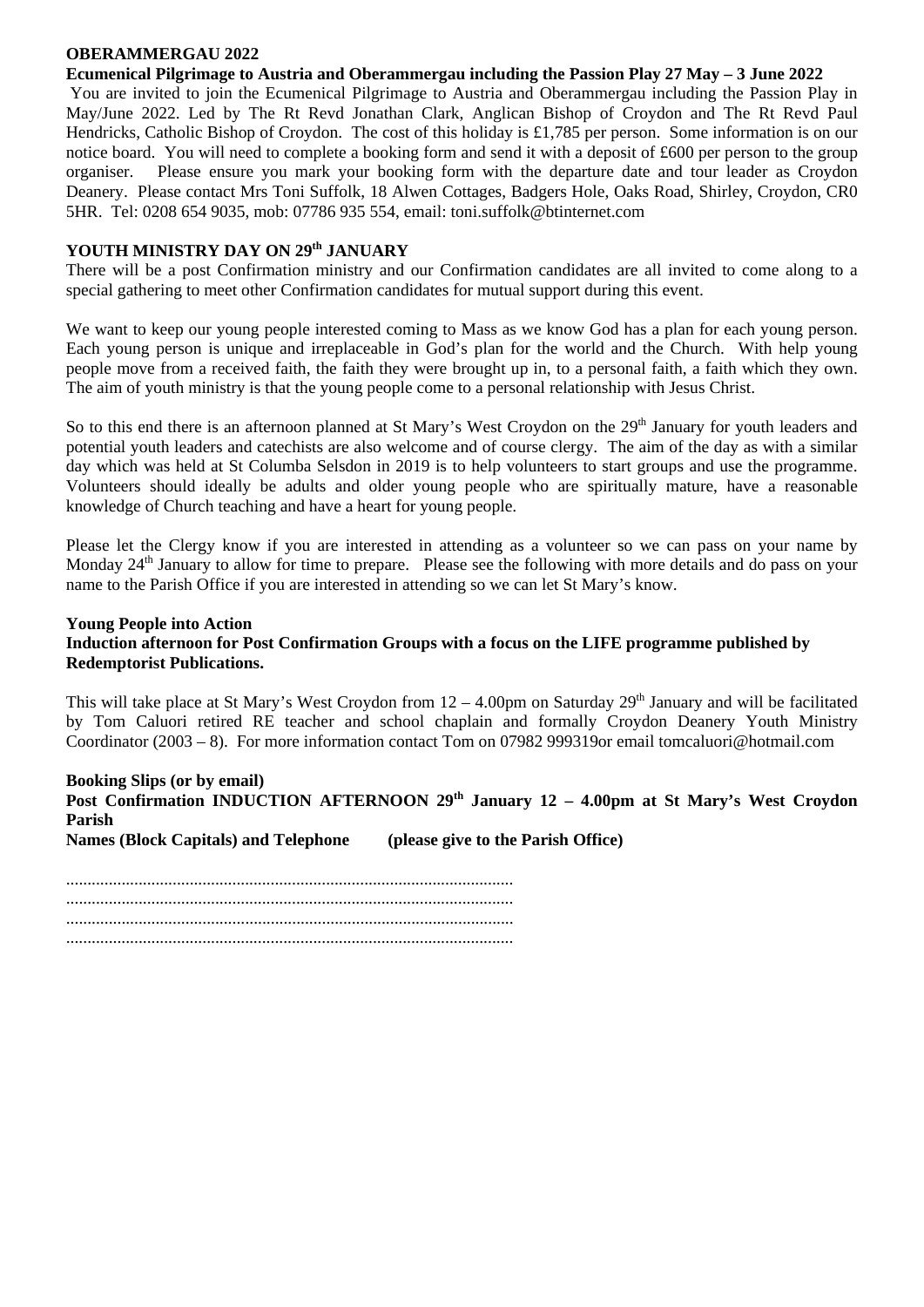**OBERAMMERGAU 2022**

**Ecumenical Pilgrimage to Austria and Oberammergau including the Passion Play 27 May – 3 June 2022**

You are invited to join the Ecumenical Pilgrimage to Austria and Oberammergau including the Passion Play in May/June 2022. Led by The Rt Revd Jonathan Clark, Anglican Bishop of Croydon and The Rt Revd Paul Hendricks, Catholic Bishop of Croydon. The cost of this holiday is £1,785 per person. Some information is on our notice board. You will need to complete a booking form and send it with a deposit of £600 per person to the group organiser. Please ensure you mark your booking form with the departure date and tour leader as Croydon Deanery. Please contact Mrs Toni Suffolk, 18 Alwen Cottages, Badgers Hole, Oaks Road, Shirley, Croydon, CR0 5HR. Tel: 0208 654 9035, mob: 07786 935 554, email: toni.suffolk@btinternet.com

**YOUTH MINISTRY DAY ON 29th JANUARY**

There will be a post Confirmation ministry and our Confirmation candidates are all invited to come along to a special gathering to meet other Confirmation candidates for mutual support during this event.

We want to keep our young people interested coming to Mass as we know God has a plan for each young person. Each young person is unique and irreplaceable in God's plan for the world and the Church. With help young people move from a received faith, the faith they were brought up in, to a personal faith, a faith which they own. The aim of youth ministry is that the young people come to a personal relationship with Jesus Christ.

So to this end there is an afternoon planned at St Mary's West Croydon on the 29th January for youth leaders and potential youth leaders and catechists are also welcome and of course clergy. The aim of the day as with a similar day which was held at St Columba Selsdon in 2019 is to help volunteers to start groups and use the programme. Volunteers should ideally be adults and older young people who are spiritually mature, have a reasonable knowledge of Church teaching and have a heart for young people.

Please let the Clergy know if you are interested in attending as a volunteer so we can pass on your name by Monday 24th January to allow for time to prepare. Please see the following with more details and do pass on your name to the Parish Office if you are interested in attending so we can let St Mary's know.

**Young People into Action**
**Induction afternoon for Post Confirmation Groups with a focus on the LIFE programme published by Redemptorist Publications.**

This will take place at St Mary's West Croydon from 12 – 4.00pm on Saturday 29th January and will be facilitated by Tom Caluori retired RE teacher and school chaplain and formally Croydon Deanery Youth Ministry Coordinator (2003 – 8). For more information contact Tom on 07982 999319or email tomcaluori@hotmail.com

**Booking Slips (or by email)**
**Post Confirmation INDUCTION AFTERNOON 29th January 12 – 4.00pm at St Mary's West Croydon Parish**
**Names (Block Capitals) and Telephone (please give to the Parish Office)**

.......................................................................................................
.......................................................................................................
.......................................................................................................
.......................................................................................................